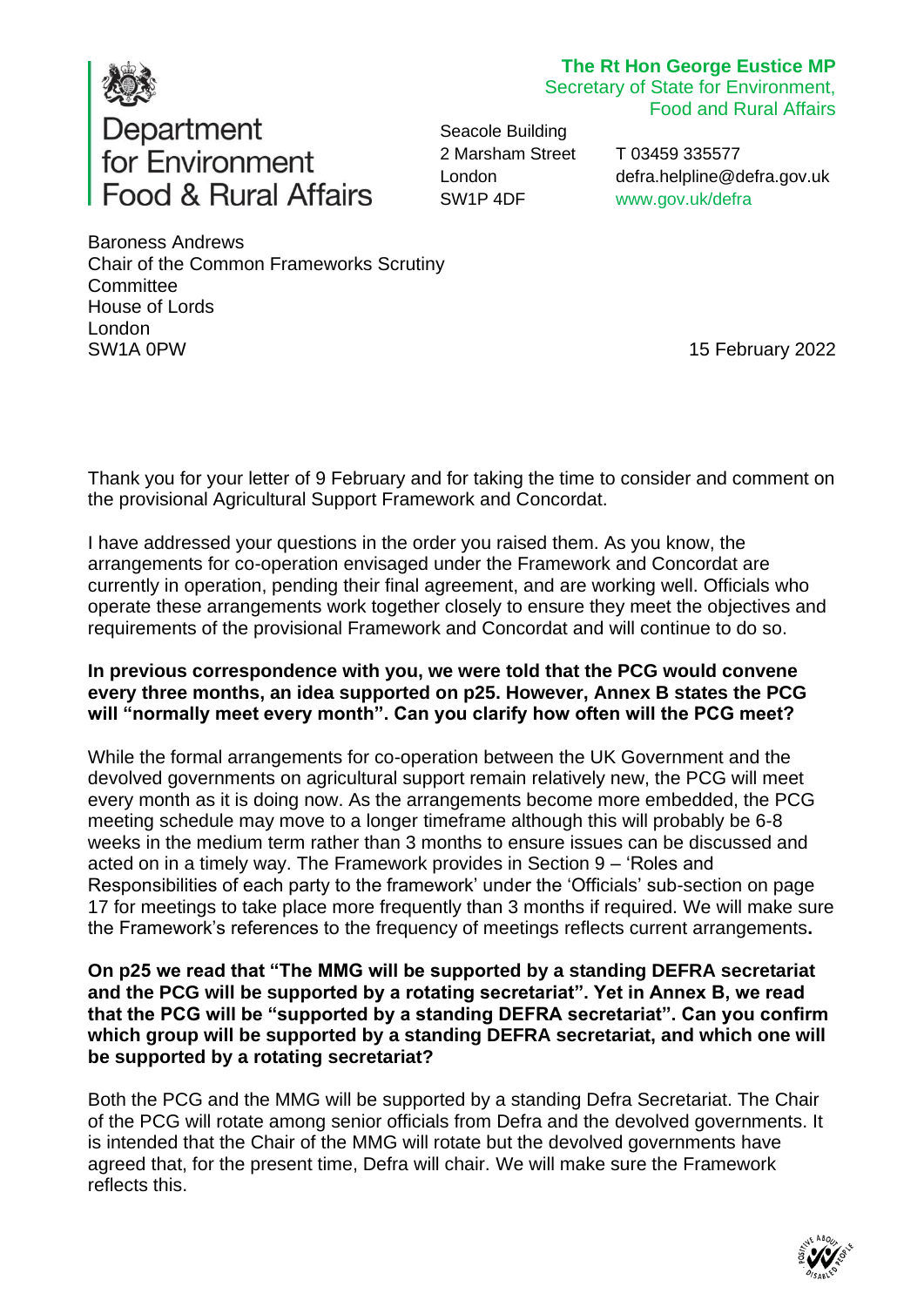Department for Environment Food & Rural Affairs

**The Rt Hon George Eustice MP**
Secretary of State for Environment, Food and Rural Affairs

Seacole Building
2 Marsham Street
London
SW1P 4DF

T 03459 335577
defra.helpline@defra.gov.uk
www.gov.uk/defra

Baroness Andrews
Chair of the Common Frameworks Scrutiny Committee
House of Lords
London
SW1A 0PW

15 February 2022

Thank you for your letter of 9 February and for taking the time to consider and comment on the provisional Agricultural Support Framework and Concordat.

I have addressed your questions in the order you raised them. As you know, the arrangements for co-operation envisaged under the Framework and Concordat are currently in operation, pending their final agreement, and are working well. Officials who operate these arrangements work together closely to ensure they meet the objectives and requirements of the provisional Framework and Concordat and will continue to do so.

**In previous correspondence with you, we were told that the PCG would convene every three months, an idea supported on p25. However, Annex B states the PCG will "normally meet every month". Can you clarify how often will the PCG meet?**

While the formal arrangements for co-operation between the UK Government and the devolved governments on agricultural support remain relatively new, the PCG will meet every month as it is doing now. As the arrangements become more embedded, the PCG meeting schedule may move to a longer timeframe although this will probably be 6-8 weeks in the medium term rather than 3 months to ensure issues can be discussed and acted on in a timely way. The Framework provides in Section 9 – 'Roles and Responsibilities of each party to the framework' under the 'Officials' sub-section on page 17 for meetings to take place more frequently than 3 months if required. We will make sure the Framework's references to the frequency of meetings reflects current arrangements.

**On p25 we read that "The MMG will be supported by a standing DEFRA secretariat and the PCG will be supported by a rotating secretariat". Yet in Annex B, we read that the PCG will be "supported by a standing DEFRA secretariat". Can you confirm which group will be supported by a standing DEFRA secretariat, and which one will be supported by a rotating secretariat?**

Both the PCG and the MMG will be supported by a standing Defra Secretariat. The Chair of the PCG will rotate among senior officials from Defra and the devolved governments. It is intended that the Chair of the MMG will rotate but the devolved governments have agreed that, for the present time, Defra will chair. We will make sure the Framework reflects this.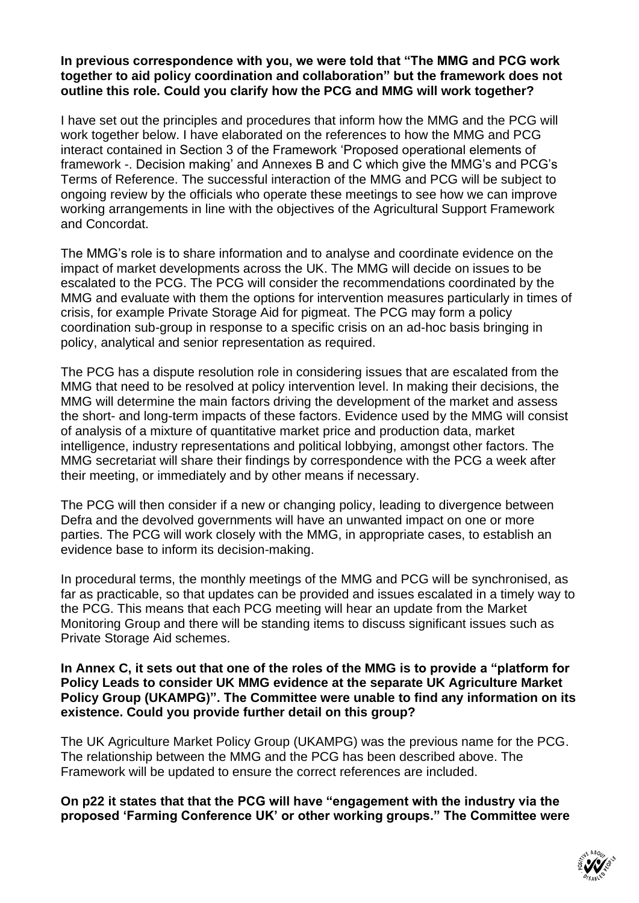**In previous correspondence with you, we were told that "The MMG and PCG work together to aid policy coordination and collaboration" but the framework does not outline this role. Could you clarify how the PCG and MMG will work together?**

I have set out the principles and procedures that inform how the MMG and the PCG will work together below. I have elaborated on the references to how the MMG and PCG interact contained in Section 3 of the Framework 'Proposed operational elements of framework -. Decision making' and Annexes B and C which give the MMG's and PCG's Terms of Reference. The successful interaction of the MMG and PCG will be subject to ongoing review by the officials who operate these meetings to see how we can improve working arrangements in line with the objectives of the Agricultural Support Framework and Concordat.

The MMG's role is to share information and to analyse and coordinate evidence on the impact of market developments across the UK. The MMG will decide on issues to be escalated to the PCG. The PCG will consider the recommendations coordinated by the MMG and evaluate with them the options for intervention measures particularly in times of crisis, for example Private Storage Aid for pigmeat. The PCG may form a policy coordination sub-group in response to a specific crisis on an ad-hoc basis bringing in policy, analytical and senior representation as required.

The PCG has a dispute resolution role in considering issues that are escalated from the MMG that need to be resolved at policy intervention level. In making their decisions, the MMG will determine the main factors driving the development of the market and assess the short- and long-term impacts of these factors. Evidence used by the MMG will consist of analysis of a mixture of quantitative market price and production data, market intelligence, industry representations and political lobbying, amongst other factors. The MMG secretariat will share their findings by correspondence with the PCG a week after their meeting, or immediately and by other means if necessary.

The PCG will then consider if a new or changing policy, leading to divergence between Defra and the devolved governments will have an unwanted impact on one or more parties. The PCG will work closely with the MMG, in appropriate cases, to establish an evidence base to inform its decision-making.

In procedural terms, the monthly meetings of the MMG and PCG will be synchronised, as far as practicable, so that updates can be provided and issues escalated in a timely way to the PCG. This means that each PCG meeting will hear an update from the Market Monitoring Group and there will be standing items to discuss significant issues such as Private Storage Aid schemes.

**In Annex C, it sets out that one of the roles of the MMG is to provide a "platform for Policy Leads to consider UK MMG evidence at the separate UK Agriculture Market Policy Group (UKAMPG)". The Committee were unable to find any information on its existence. Could you provide further detail on this group?**

The UK Agriculture Market Policy Group (UKAMPG) was the previous name for the PCG. The relationship between the MMG and the PCG has been described above. The Framework will be updated to ensure the correct references are included.

**On p22 it states that that the PCG will have "engagement with the industry via the proposed 'Farming Conference UK' or other working groups." The Committee were**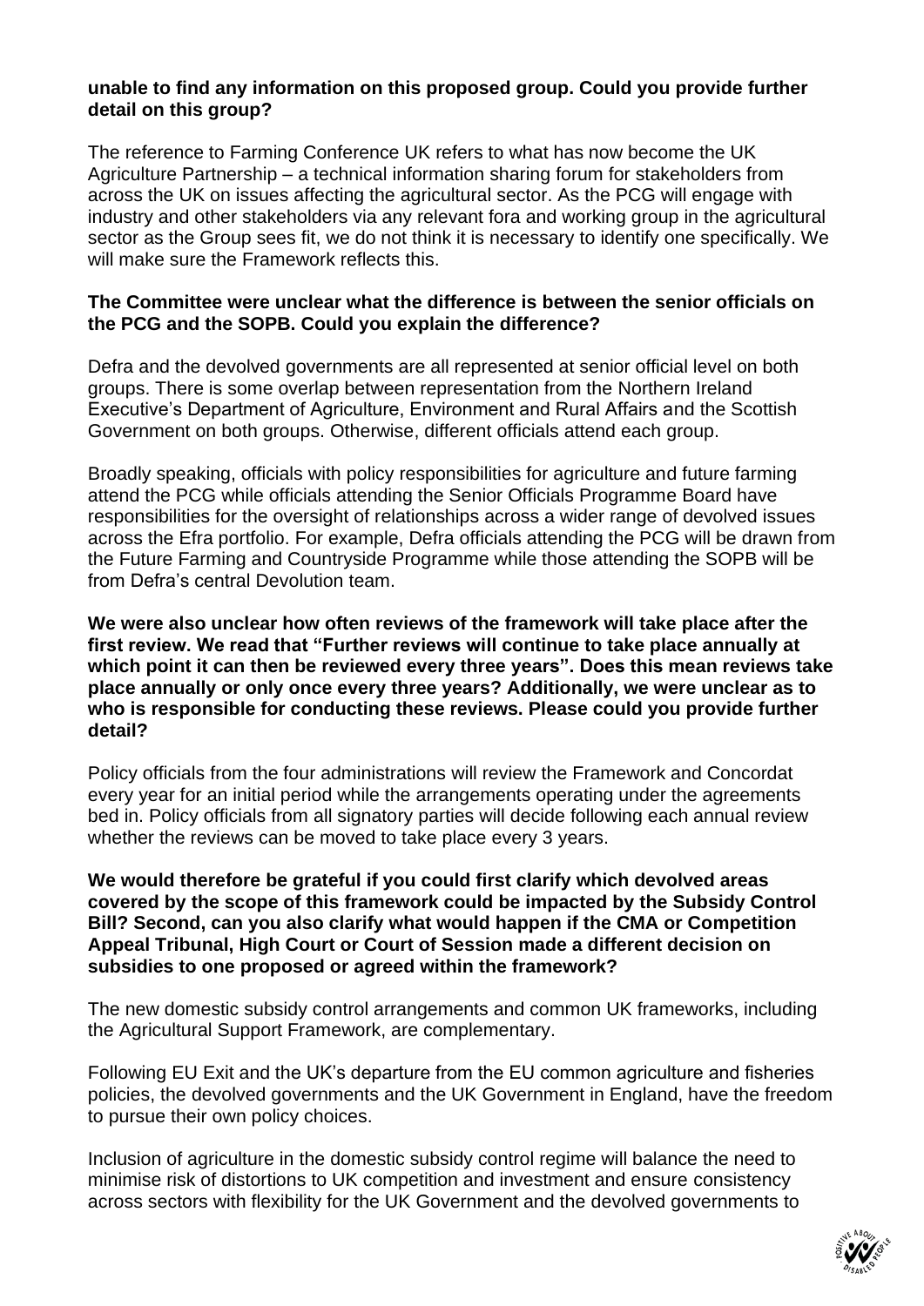**unable to find any information on this proposed group. Could you provide further detail on this group?**

The reference to Farming Conference UK refers to what has now become the UK Agriculture Partnership – a technical information sharing forum for stakeholders from across the UK on issues affecting the agricultural sector. As the PCG will engage with industry and other stakeholders via any relevant fora and working group in the agricultural sector as the Group sees fit, we do not think it is necessary to identify one specifically. We will make sure the Framework reflects this.

**The Committee were unclear what the difference is between the senior officials on the PCG and the SOPB. Could you explain the difference?**

Defra and the devolved governments are all represented at senior official level on both groups. There is some overlap between representation from the Northern Ireland Executive's Department of Agriculture, Environment and Rural Affairs and the Scottish Government on both groups. Otherwise, different officials attend each group.

Broadly speaking, officials with policy responsibilities for agriculture and future farming attend the PCG while officials attending the Senior Officials Programme Board have responsibilities for the oversight of relationships across a wider range of devolved issues across the Efra portfolio. For example, Defra officials attending the PCG will be drawn from the Future Farming and Countryside Programme while those attending the SOPB will be from Defra's central Devolution team.

**We were also unclear how often reviews of the framework will take place after the first review. We read that "Further reviews will continue to take place annually at which point it can then be reviewed every three years". Does this mean reviews take place annually or only once every three years? Additionally, we were unclear as to who is responsible for conducting these reviews. Please could you provide further detail?**

Policy officials from the four administrations will review the Framework and Concordat every year for an initial period while the arrangements operating under the agreements bed in. Policy officials from all signatory parties will decide following each annual review whether the reviews can be moved to take place every 3 years.

**We would therefore be grateful if you could first clarify which devolved areas covered by the scope of this framework could be impacted by the Subsidy Control Bill? Second, can you also clarify what would happen if the CMA or Competition Appeal Tribunal, High Court or Court of Session made a different decision on subsidies to one proposed or agreed within the framework?**

The new domestic subsidy control arrangements and common UK frameworks, including the Agricultural Support Framework, are complementary.

Following EU Exit and the UK's departure from the EU common agriculture and fisheries policies, the devolved governments and the UK Government in England, have the freedom to pursue their own policy choices.

Inclusion of agriculture in the domestic subsidy control regime will balance the need to minimise risk of distortions to UK competition and investment and ensure consistency across sectors with flexibility for the UK Government and the devolved governments to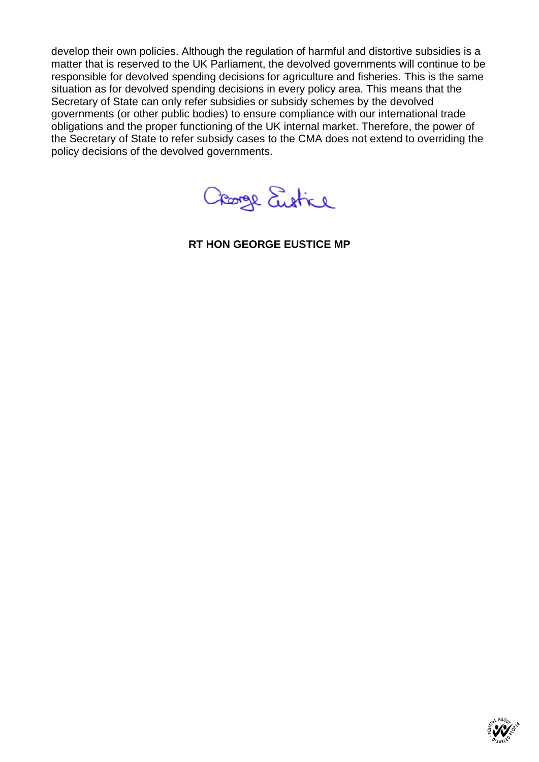develop their own policies. Although the regulation of harmful and distortive subsidies is a matter that is reserved to the UK Parliament, the devolved governments will continue to be responsible for devolved spending decisions for agriculture and fisheries. This is the same situation as for devolved spending decisions in every policy area. This means that the Secretary of State can only refer subsidies or subsidy schemes by the devolved governments (or other public bodies) to ensure compliance with our international trade obligations and the proper functioning of the UK internal market. Therefore, the power of the Secretary of State to refer subsidy cases to the CMA does not extend to overriding the policy decisions of the devolved governments.

George Eustice

**RT HON GEORGE EUSTICE MP**